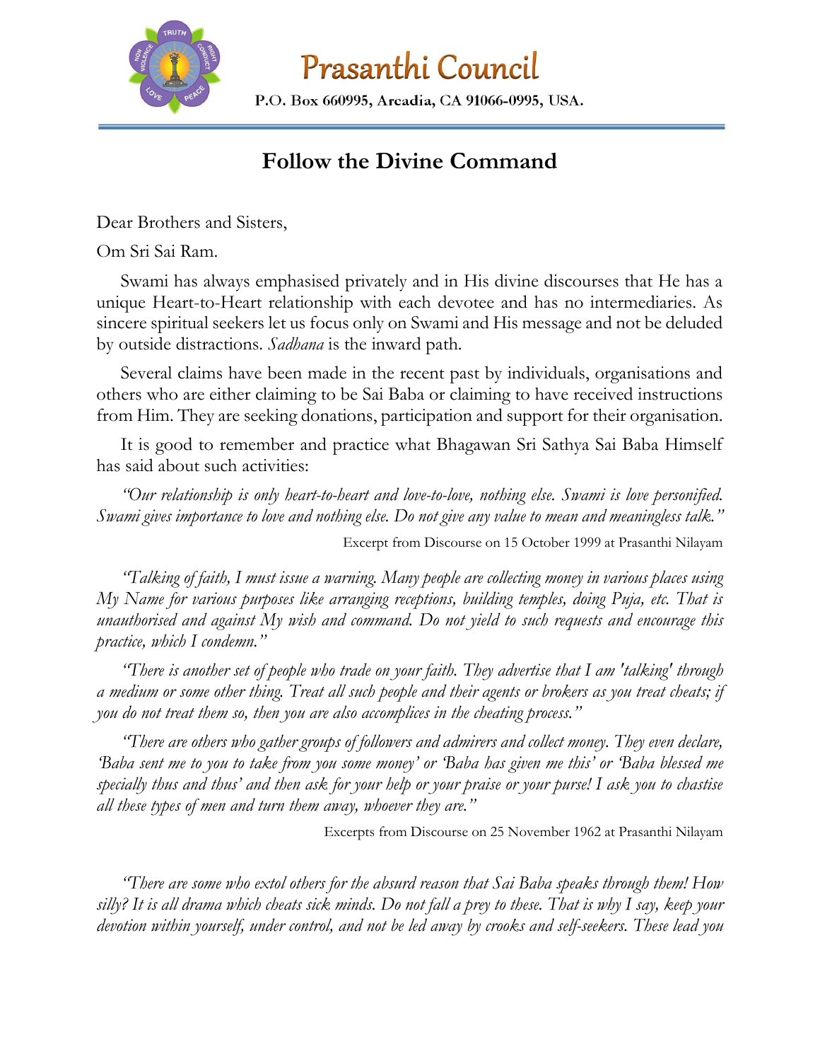# Prasanthi Council

P.O. Box 660995, Arcadia, CA 91066-0995, USA.

## Follow the Divine Command

Dear Brothers and Sisters,

Om Sri Sai Ram.

Swami has always emphasised privately and in His divine discourses that He has a unique Heart-to-Heart relationship with each devotee and has no intermediaries. As sincere spiritual seekers let us focus only on Swami and His message and not be deluded by outside distractions. *Sadhana* is the inward path.

Several claims have been made in the recent past by individuals, organisations and others who are either claiming to be Sai Baba or claiming to have received instructions from Him. They are seeking donations, participation and support for their organisation.

It is good to remember and practice what Bhagawan Sri Sathya Sai Baba Himself has said about such activities:

*"Our relationship is only heart-to-heart and love-to-love, nothing else. Swami is love personified. Swami gives importance to love and nothing else. Do not give any value to mean and meaningless talk."*

Excerpt from Discourse on 15 October 1999 at Prasanthi Nilayam

*"Talking of faith, I must issue a warning. Many people are collecting money in various places using My Name for various purposes like arranging receptions, building temples, doing Puja, etc. That is unauthorised and against My wish and command. Do not yield to such requests and encourage this practice, which I condemn."*

*"There is another set of people who trade on your faith. They advertise that I am 'talking' through a medium or some other thing. Treat all such people and their agents or brokers as you treat cheats; if you do not treat them so, then you are also accomplices in the cheating process."*

*"There are others who gather groups of followers and admirers and collect money. They even declare, 'Baba sent me to you to take from you some money' or 'Baba has given me this' or 'Baba blessed me specially thus and thus' and then ask for your help or your praise or your purse! I ask you to chastise all these types of men and turn them away, whoever they are."*

Excerpts from Discourse on 25 November 1962 at Prasanthi Nilayam

*"There are some who extol others for the absurd reason that Sai Baba speaks through them! How silly? It is all drama which cheats sick minds. Do not fall a prey to these. That is why I say, keep your devotion within yourself, under control, and not be led away by crooks and self-seekers. These lead you*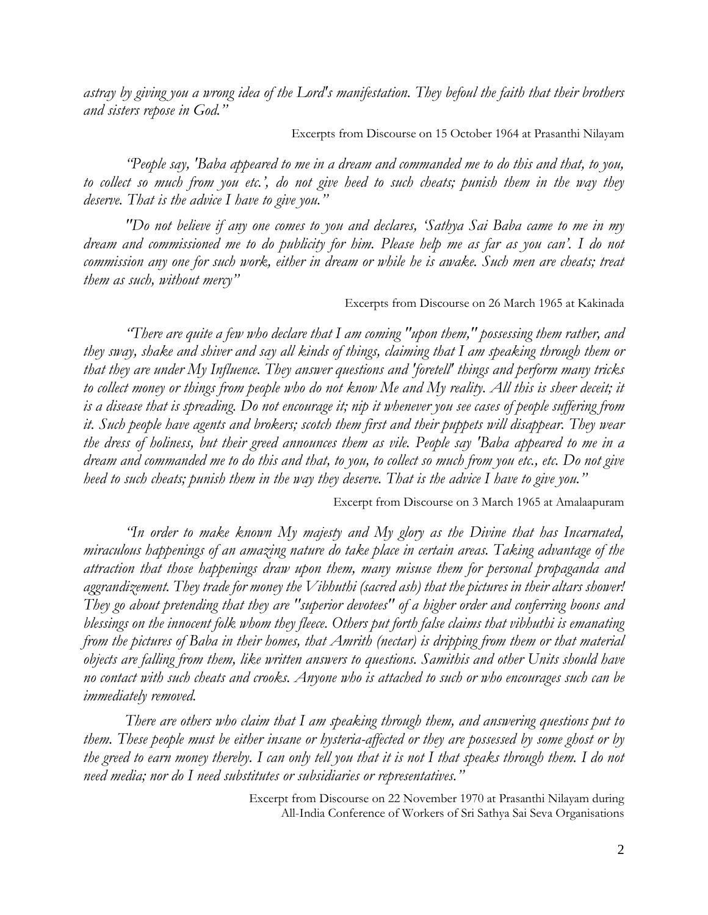*astray by giving you a wrong idea of the Lord's manifestation. They befoul the faith that their brothers and sisters repose in God."*

Excerpts from Discourse on 15 October 1964 at Prasanthi Nilayam

*"People say, 'Baba appeared to me in a dream and commanded me to do this and that, to you, to collect so much from you etc.', do not give heed to such cheats; punish them in the way they deserve. That is the advice I have to give you."*

*"Do not believe if any one comes to you and declares, 'Sathya Sai Baba came to me in my dream and commissioned me to do publicity for him. Please help me as far as you can'. I do not commission any one for such work, either in dream or while he is awake. Such men are cheats; treat them as such, without mercy"*

Excerpts from Discourse on 26 March 1965 at Kakinada

*"There are quite a few who declare that I am coming "upon them," possessing them rather, and they sway, shake and shiver and say all kinds of things, claiming that I am speaking through them or that they are under My Influence. They answer questions and 'foretell' things and perform many tricks to collect money or things from people who do not know Me and My reality. All this is sheer deceit; it is a disease that is spreading. Do not encourage it; nip it whenever you see cases of people suffering from it. Such people have agents and brokers; scotch them first and their puppets will disappear. They wear the dress of holiness, but their greed announces them as vile. People say 'Baba appeared to me in a dream and commanded me to do this and that, to you, to collect so much from you etc., etc. Do not give heed to such cheats; punish them in the way they deserve. That is the advice I have to give you."*

Excerpt from Discourse on 3 March 1965 at Amalaapuram

*"In order to make known My majesty and My glory as the Divine that has Incarnated, miraculous happenings of an amazing nature do take place in certain areas. Taking advantage of the attraction that those happenings draw upon them, many misuse them for personal propaganda and aggrandizement. They trade for money the Vibhuthi (sacred ash) that the pictures in their altars shower! They go about pretending that they are "superior devotees" of a higher order and conferring boons and blessings on the innocent folk whom they fleece. Others put forth false claims that vibhuthi is emanating from the pictures of Baba in their homes, that Amrith (nectar) is dripping from them or that material objects are falling from them, like written answers to questions. Samithis and other Units should have no contact with such cheats and crooks. Anyone who is attached to such or who encourages such can be immediately removed.*

*There are others who claim that I am speaking through them, and answering questions put to them. These people must be either insane or hysteria-affected or they are possessed by some ghost or by the greed to earn money thereby. I can only tell you that it is not I that speaks through them. I do not need media; nor do I need substitutes or subsidiaries or representatives."*

Excerpt from Discourse on 22 November 1970 at Prasanthi Nilayam during All-India Conference of Workers of Sri Sathya Sai Seva Organisations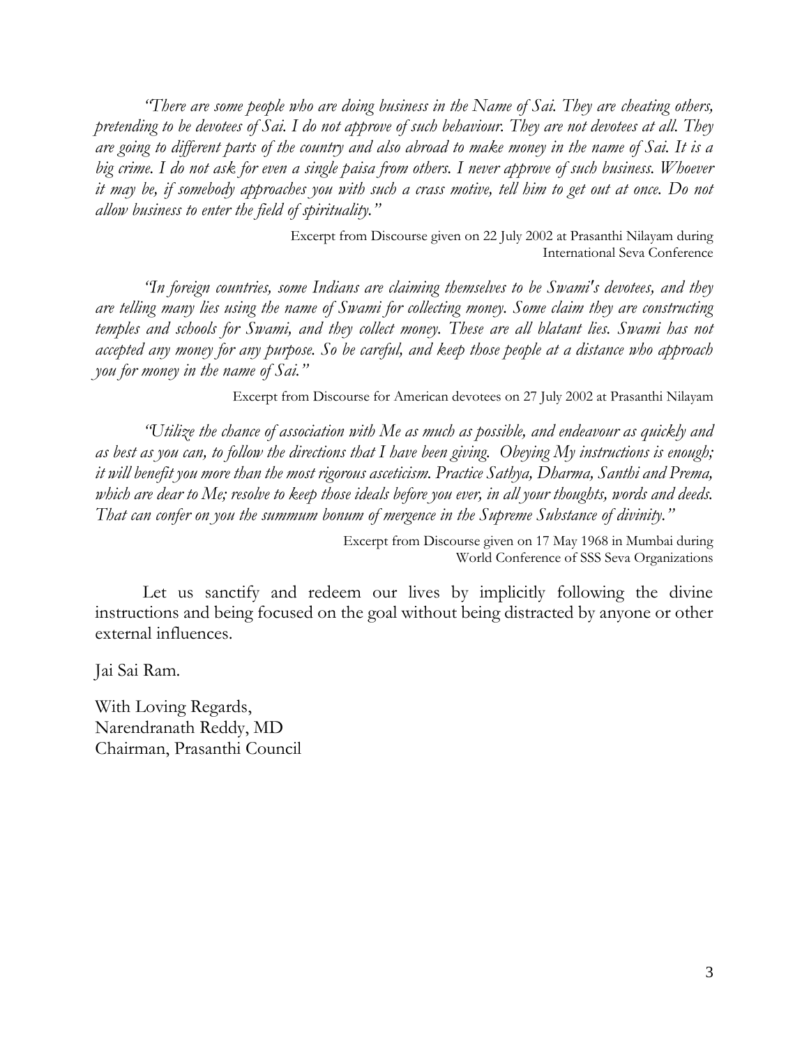*"There are some people who are doing business in the Name of Sai. They are cheating others, pretending to be devotees of Sai. I do not approve of such behaviour. They are not devotees at all. They are going to different parts of the country and also abroad to make money in the name of Sai. It is a big crime. I do not ask for even a single paisa from others. I never approve of such business. Whoever it may be, if somebody approaches you with such a crass motive, tell him to get out at once. Do not allow business to enter the field of spirituality."*

Excerpt from Discourse given on 22 July 2002 at Prasanthi Nilayam during International Seva Conference

*"In foreign countries, some Indians are claiming themselves to be Swami's devotees, and they are telling many lies using the name of Swami for collecting money. Some claim they are constructing temples and schools for Swami, and they collect money. These are all blatant lies. Swami has not accepted any money for any purpose. So be careful, and keep those people at a distance who approach you for money in the name of Sai."*

Excerpt from Discourse for American devotees on 27 July 2002 at Prasanthi Nilayam

*"Utilize the chance of association with Me as much as possible, and endeavour as quickly and as best as you can, to follow the directions that I have been giving. Obeying My instructions is enough; it will benefit you more than the most rigorous asceticism. Practice Sathya, Dharma, Santhi and Prema, which are dear to Me; resolve to keep those ideals before you ever, in all your thoughts, words and deeds. That can confer on you the summum bonum of mergence in the Supreme Substance of divinity."*

Excerpt from Discourse given on 17 May 1968 in Mumbai during World Conference of SSS Seva Organizations

Let us sanctify and redeem our lives by implicitly following the divine instructions and being focused on the goal without being distracted by anyone or other external influences.

Jai Sai Ram.

With Loving Regards,
Narendranath Reddy, MD
Chairman, Prasanthi Council